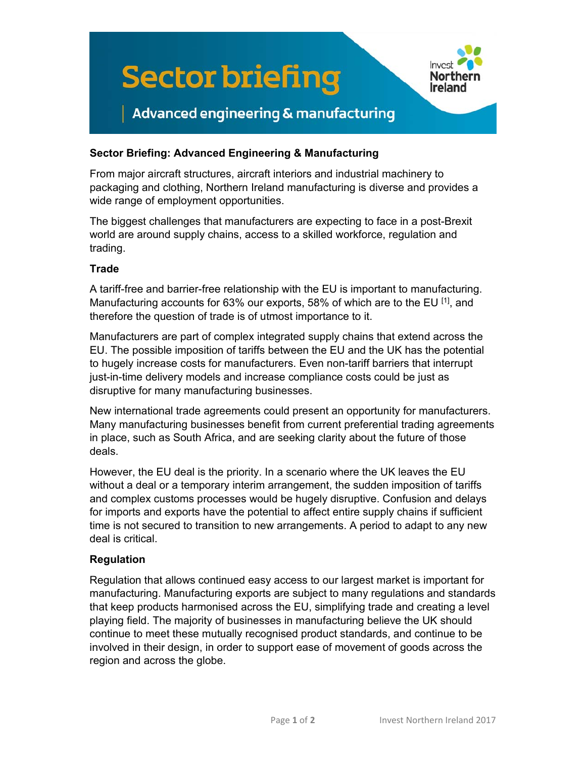# Sector briefing

## Advanced engineering & manufacturing

**Sector Briefing: Advanced Engineering & Manufacturing**

From major aircraft structures, aircraft interiors and industrial machinery to packaging and clothing, Northern Ireland manufacturing is diverse and provides a wide range of employment opportunities.

The biggest challenges that manufacturers are expecting to face in a post-Brexit world are around supply chains, access to a skilled workforce, regulation and trading.

### Trade

A tariff-free and barrier-free relationship with the EU is important to manufacturing. Manufacturing accounts for 63% our exports, 58% of which are to the EU [1], and therefore the question of trade is of utmost importance to it.

Manufacturers are part of complex integrated supply chains that extend across the EU. The possible imposition of tariffs between the EU and the UK has the potential to hugely increase costs for manufacturers. Even non-tariff barriers that interrupt just-in-time delivery models and increase compliance costs could be just as disruptive for many manufacturing businesses.

New international trade agreements could present an opportunity for manufacturers. Many manufacturing businesses benefit from current preferential trading agreements in place, such as South Africa, and are seeking clarity about the future of those deals.

However, the EU deal is the priority. In a scenario where the UK leaves the EU without a deal or a temporary interim arrangement, the sudden imposition of tariffs and complex customs processes would be hugely disruptive. Confusion and delays for imports and exports have the potential to affect entire supply chains if sufficient time is not secured to transition to new arrangements. A period to adapt to any new deal is critical.

### Regulation

Regulation that allows continued easy access to our largest market is important for manufacturing. Manufacturing exports are subject to many regulations and standards that keep products harmonised across the EU, simplifying trade and creating a level playing field. The majority of businesses in manufacturing believe the UK should continue to meet these mutually recognised product standards, and continue to be involved in their design, in order to support ease of movement of goods across the region and across the globe.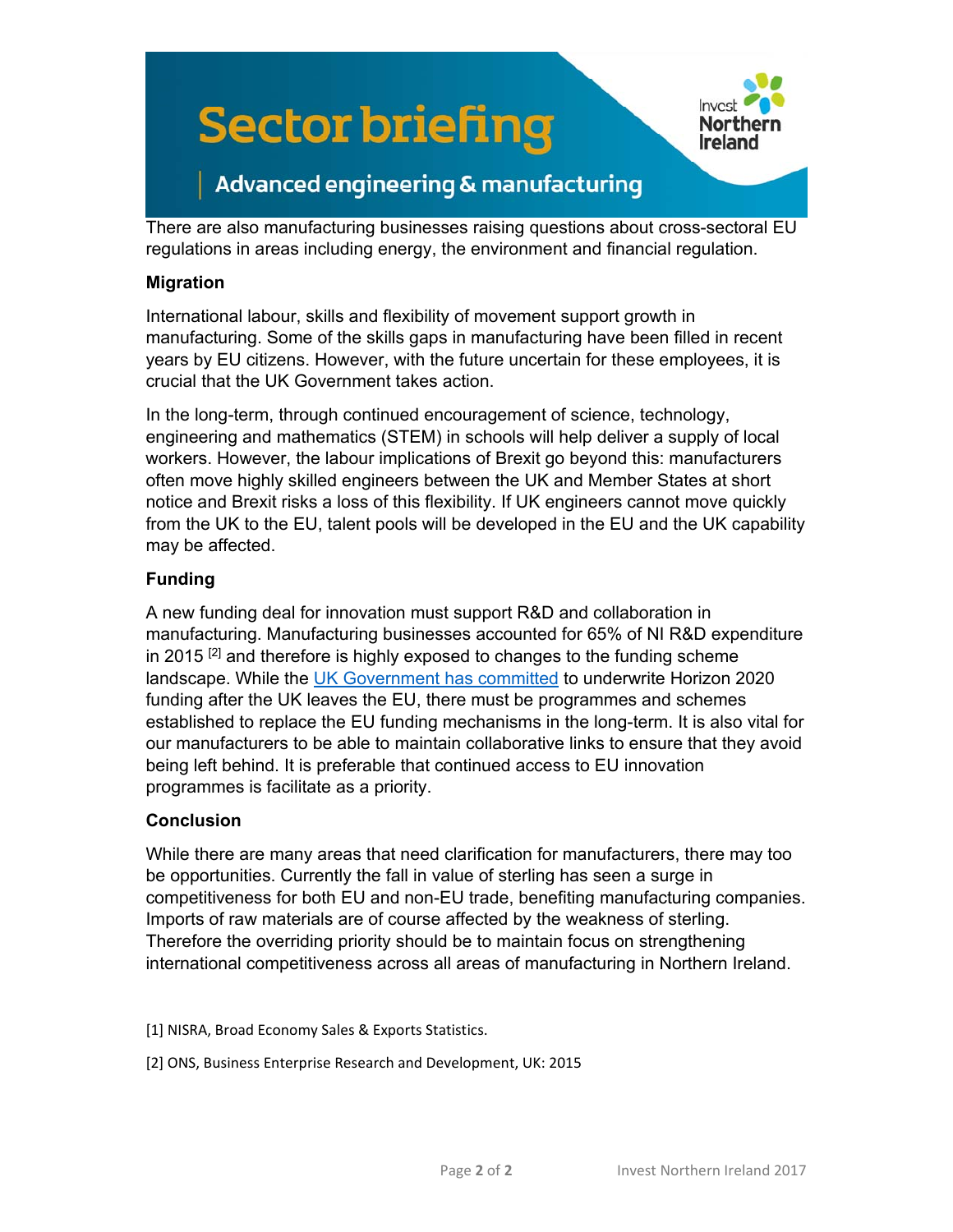There are also manufacturing businesses raising questions about cross-sectoral EU regulations in areas including energy, the environment and financial regulation.

**Migration**

International labour, skills and flexibility of movement support growth in manufacturing. Some of the skills gaps in manufacturing have been filled in recent years by EU citizens. However, with the future uncertain for these employees, it is crucial that the UK Government takes action.

In the long-term, through continued encouragement of science, technology, engineering and mathematics (STEM) in schools will help deliver a supply of local workers. However, the labour implications of Brexit go beyond this: manufacturers often move highly skilled engineers between the UK and Member States at short notice and Brexit risks a loss of this flexibility. If UK engineers cannot move quickly from the UK to the EU, talent pools will be developed in the EU and the UK capability may be affected.

**Funding**

A new funding deal for innovation must support R&D and collaboration in manufacturing. Manufacturing businesses accounted for 65% of NI R&D expenditure in 2015 [2] and therefore is highly exposed to changes to the funding scheme landscape. While the UK Government has committed to underwrite Horizon 2020 funding after the UK leaves the EU, there must be programmes and schemes established to replace the EU funding mechanisms in the long-term. It is also vital for our manufacturers to be able to maintain collaborative links to ensure that they avoid being left behind. It is preferable that continued access to EU innovation programmes is facilitate as a priority.

**Conclusion**

While there are many areas that need clarification for manufacturers, there may too be opportunities. Currently the fall in value of sterling has seen a surge in competitiveness for both EU and non-EU trade, benefiting manufacturing companies. Imports of raw materials are of course affected by the weakness of sterling. Therefore the overriding priority should be to maintain focus on strengthening international competitiveness across all areas of manufacturing in Northern Ireland.

[1] NISRA, Broad Economy Sales & Exports Statistics.

[2] ONS, Business Enterprise Research and Development, UK: 2015